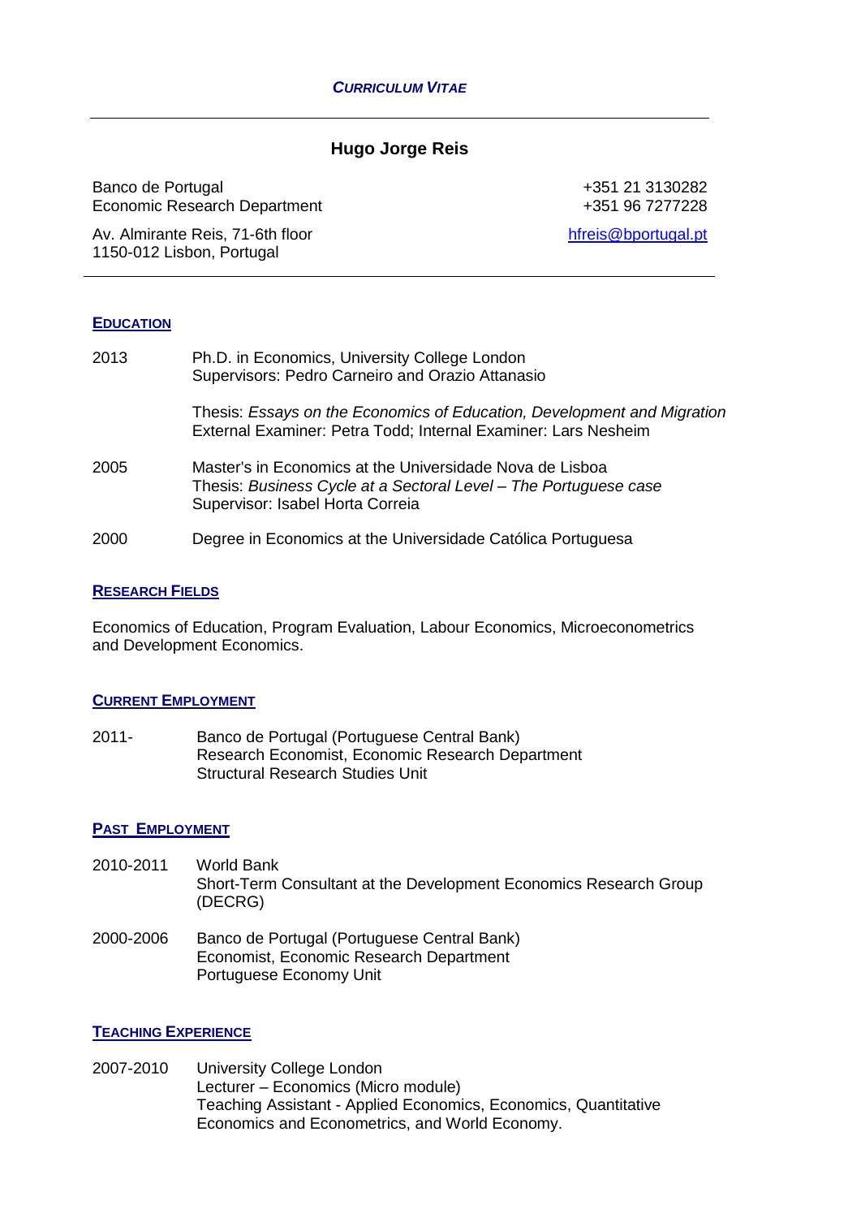*CURRICULUM VITAE*

---

# Hugo Jorge Reis

Banco de Portugal
Economic Research Department

Av. Almirante Reis, 71-6th floor
1150-012 Lisbon, Portugal

+351 21 3130282
+351 96 7277228

hfreis@bportugal.pt

---

## EDUCATION

2013 Ph.D. in Economics, University College London
Supervisors: Pedro Carneiro and Orazio Attanasio

Thesis: *Essays on the Economics of Education, Development and Migration*
External Examiner: Petra Todd; Internal Examiner: Lars Nesheim

2005 Master's in Economics at the Universidade Nova de Lisboa
Thesis: *Business Cycle at a Sectoral Level – The Portuguese case*
Supervisor: Isabel Horta Correia

2000 Degree in Economics at the Universidade Católica Portuguesa

## RESEARCH FIELDS

Economics of Education, Program Evaluation, Labour Economics, Microeconometrics and Development Economics.

## CURRENT EMPLOYMENT

2011- Banco de Portugal (Portuguese Central Bank)
Research Economist, Economic Research Department
Structural Research Studies Unit

## PAST EMPLOYMENT

2010-2011 World Bank
Short-Term Consultant at the Development Economics Research Group (DECRG)

2000-2006 Banco de Portugal (Portuguese Central Bank)
Economist, Economic Research Department
Portuguese Economy Unit

## TEACHING EXPERIENCE

2007-2010 University College London
Lecturer – Economics (Micro module)
Teaching Assistant - Applied Economics, Economics, Quantitative Economics and Econometrics, and World Economy.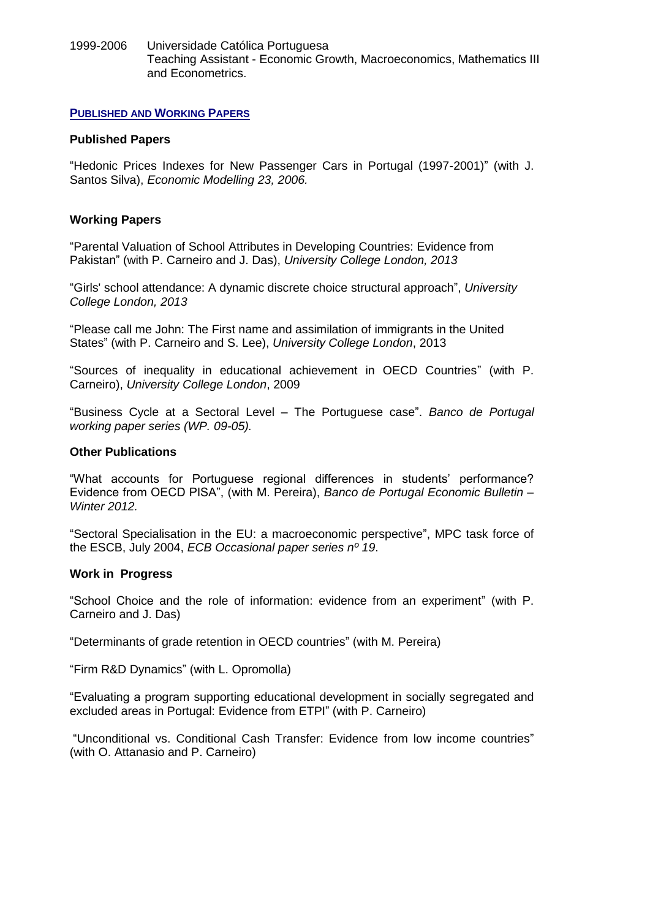1999-2006 Universidade Católica Portuguesa
Teaching Assistant - Economic Growth, Macroeconomics, Mathematics III and Econometrics.

## PUBLISHED AND WORKING PAPERS

### Published Papers

"Hedonic Prices Indexes for New Passenger Cars in Portugal (1997-2001)" (with J. Santos Silva), *Economic Modelling 23, 2006.*

### Working Papers

"Parental Valuation of School Attributes in Developing Countries: Evidence from Pakistan" (with P. Carneiro and J. Das), *University College London, 2013*

"Girls' school attendance: A dynamic discrete choice structural approach", *University College London, 2013*

"Please call me John: The First name and assimilation of immigrants in the United States" (with P. Carneiro and S. Lee), *University College London*, 2013

"Sources of inequality in educational achievement in OECD Countries" (with P. Carneiro), *University College London*, 2009

"Business Cycle at a Sectoral Level – The Portuguese case". *Banco de Portugal working paper series (WP. 09-05).*

### Other Publications

"What accounts for Portuguese regional differences in students' performance? Evidence from OECD PISA", (with M. Pereira), *Banco de Portugal Economic Bulletin – Winter 2012.*

"Sectoral Specialisation in the EU: a macroeconomic perspective", MPC task force of the ESCB, July 2004, *ECB Occasional paper series nº 19*.

### Work in Progress

"School Choice and the role of information: evidence from an experiment" (with P. Carneiro and J. Das)

"Determinants of grade retention in OECD countries" (with M. Pereira)

"Firm R&D Dynamics" (with L. Opromolla)

"Evaluating a program supporting educational development in socially segregated and excluded areas in Portugal: Evidence from ETPI" (with P. Carneiro)

"Unconditional vs. Conditional Cash Transfer: Evidence from low income countries" (with O. Attanasio and P. Carneiro)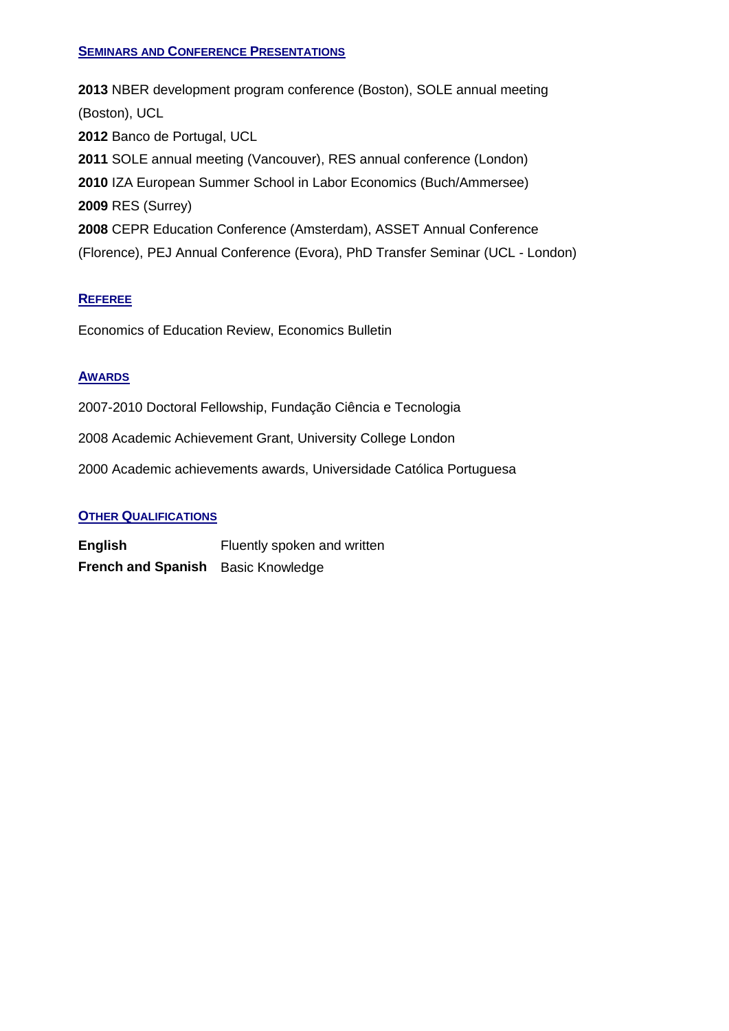## SEMINARS AND CONFERENCE PRESENTATIONS

**2013** NBER development program conference (Boston), SOLE annual meeting (Boston), UCL
**2012** Banco de Portugal, UCL
**2011** SOLE annual meeting (Vancouver), RES annual conference (London)
**2010** IZA European Summer School in Labor Economics (Buch/Ammersee)
**2009** RES (Surrey)
**2008** CEPR Education Conference (Amsterdam), ASSET Annual Conference (Florence), PEJ Annual Conference (Evora), PhD Transfer Seminar (UCL - London)

## REFEREE

Economics of Education Review, Economics Bulletin

## AWARDS

2007-2010 Doctoral Fellowship, Fundação Ciência e Tecnologia

2008 Academic Achievement Grant, University College London

2000 Academic achievements awards, Universidade Católica Portuguesa

## OTHER QUALIFICATIONS

| | |
|---|---|
| **English** | Fluently spoken and written |
| **French and Spanish** | Basic Knowledge |